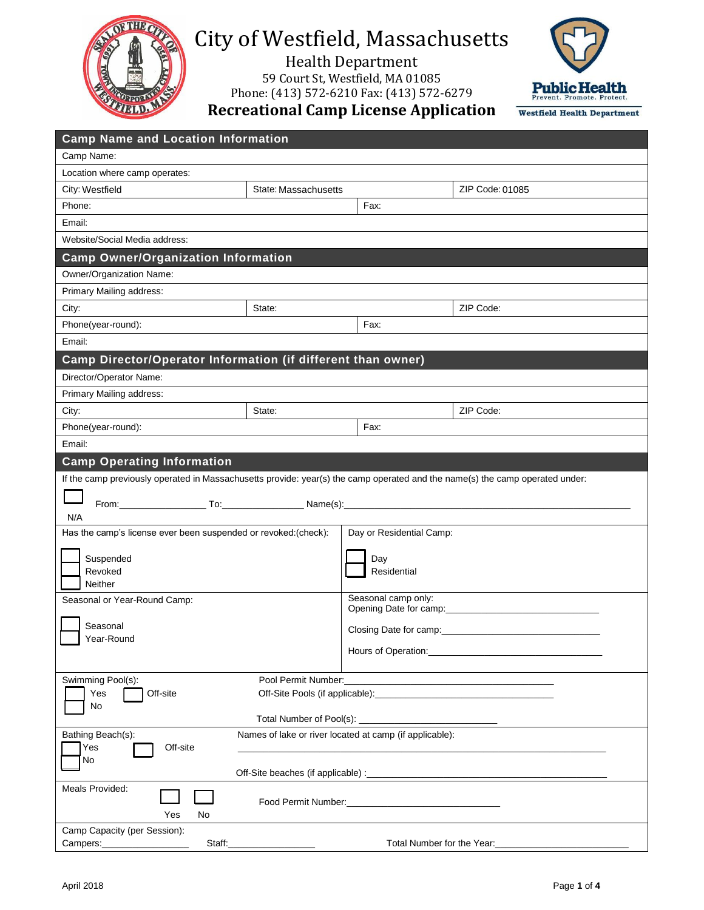# City of Westfield, Massachusetts

Health Department

59 Court St, Westfield, MA 01085

Phone: (413) 572-6210 Fax: (413) 572-6279

**Recreational Camp License Application**

Public Health
Prevent. Promote. Protect.
Westfield Health Department

## Camp Name and Location Information

| | | |
|---|---|---|
| Camp Name: | | |
| Location where camp operates: | | |
| City: Westfield | State: Massachusetts | ZIP Code: 01085 |
| Phone: | Fax: | |
| Email: | | |
| Website/Social Media address: | | |

## Camp Owner/Organization Information

| | | |
|---|---|---|
| Owner/Organization Name: | | |
| Primary Mailing address: | | |
| City: | State: | ZIP Code: |
| Phone(year-round): | Fax: | |
| Email: | | |

## Camp Director/Operator Information (if different than owner)

| | | |
|---|---|---|
| Director/Operator Name: | | |
| Primary Mailing address: | | |
| City: | State: | ZIP Code: |
| Phone(year-round): | Fax: | |
| Email: | | |

## Camp Operating Information

If the camp previously operated in Massachusetts provide: year(s) the camp operated and the name(s) the camp operated under:

☐ N/A From:________________ To:________________ Name(s):________________________________________

Has the camp's license ever been suspended or revoked:(check):

☐ Suspended
☐ Revoked
☐ Neither

Day or Residential Camp:

☐ Day
☐ Residential

Seasonal or Year-Round Camp:

☐ Seasonal
☐ Year-Round

Seasonal camp only:
Opening Date for camp:______________________________

Closing Date for camp:______________________________

Hours of Operation:______________________________

Swimming Pool(s):
☐ Yes ☐ Off-site
☐ No

Pool Permit Number:______________________________

Off-Site Pools (if applicable):______________________________

Total Number of Pool(s): ______________________

Bathing Beach(s):
☐ Yes ☐ Off-site
☐ No

Names of lake or river located at camp (if applicable):

________________________________________________________________

Off-Site beaches (if applicable) :______________________________

Meals Provided:
☐ Yes ☐ No

Food Permit Number:______________________________

Camp Capacity (per Session):
Campers:________________ Staff:________________ Total Number for the Year:______________________

April 2018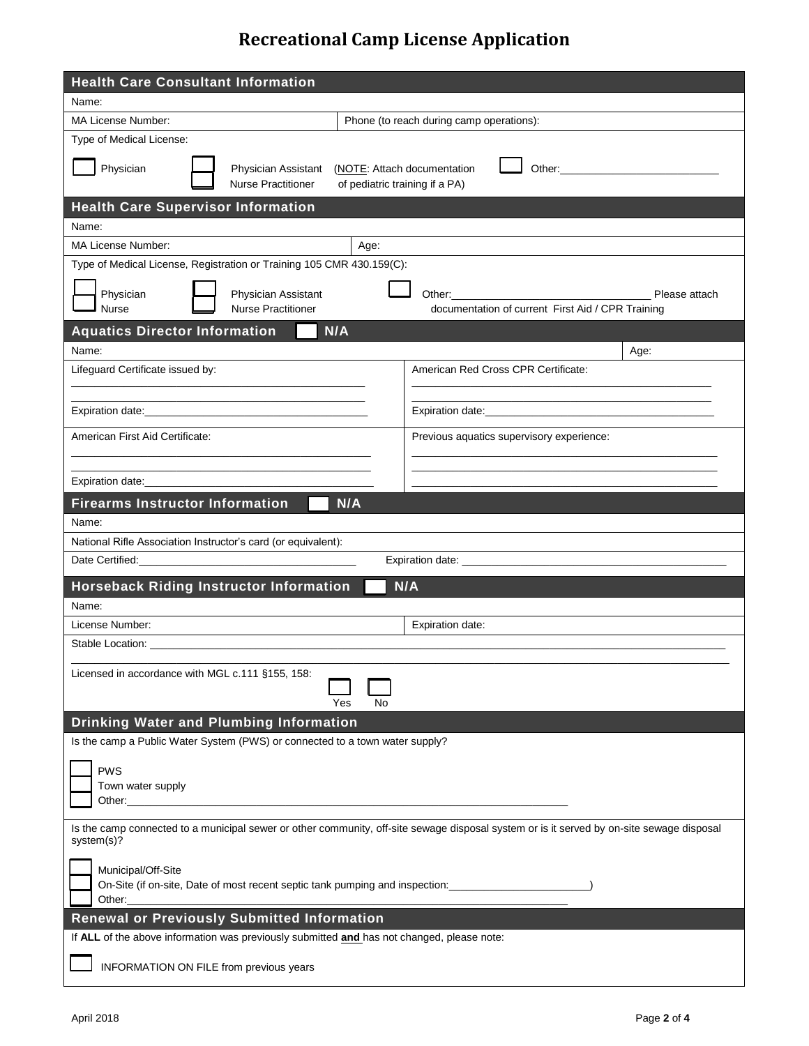# Recreational Camp License Application

## Health Care Consultant Information

Name:

MA License Number: Phone (to reach during camp operations):

Type of Medical License:

☐ Physician ☐ Physician Assistant ☐ Nurse Practitioner (NOTE: Attach documentation of pediatric training if a PA) ☐ Other:\_\_\_\_\_\_\_\_\_\_\_\_\_\_\_\_\_\_\_\_\_\_\_\_

## Health Care Supervisor Information

Name:

MA License Number: Age:

Type of Medical License, Registration or Training 105 CMR 430.159(C):

☐ Physician ☐ Nurse ☐ Physician Assistant ☐ Nurse Practitioner ☐ Other:\_\_\_\_\_\_\_\_\_\_\_\_\_\_\_\_\_\_\_\_\_\_\_\_ Please attach documentation of current First Aid / CPR Training

## Aquatics Director Information ☐ N/A

Name: Age:

Lifeguard Certificate issued by:

\_\_\_\_\_\_\_\_\_\_\_\_\_\_\_\_\_\_\_\_\_\_\_\_\_\_\_\_\_\_\_\_\_\_\_\_

Expiration date:\_\_\_\_\_\_\_\_\_\_\_\_\_\_\_\_\_\_\_\_\_\_\_\_

American Red Cross CPR Certificate:

\_\_\_\_\_\_\_\_\_\_\_\_\_\_\_\_\_\_\_\_\_\_\_\_\_\_\_\_\_\_\_\_\_\_\_\_

Expiration date:\_\_\_\_\_\_\_\_\_\_\_\_\_\_\_\_\_\_\_\_\_\_\_\_

American First Aid Certificate:

\_\_\_\_\_\_\_\_\_\_\_\_\_\_\_\_\_\_\_\_\_\_\_\_\_\_\_\_\_\_\_\_\_\_\_\_

Expiration date:\_\_\_\_\_\_\_\_\_\_\_\_\_\_\_\_\_\_\_\_\_\_\_\_

Previous aquatics supervisory experience:

\_\_\_\_\_\_\_\_\_\_\_\_\_\_\_\_\_\_\_\_\_\_\_\_\_\_\_\_\_\_\_\_\_\_\_\_

## Firearms Instructor Information ☐ N/A

Name:

National Rifle Association Instructor's card (or equivalent):

Date Certified:\_\_\_\_\_\_\_\_\_\_\_\_\_\_\_\_\_\_\_\_\_\_\_\_ Expiration date: \_\_\_\_\_\_\_\_\_\_\_\_\_\_\_\_\_\_\_\_\_\_\_\_

## Horseback Riding Instructor Information ☐ N/A

Name:

License Number: Expiration date:

Stable Location: \_\_\_\_\_\_\_\_\_\_\_\_\_\_\_\_\_\_\_\_\_\_\_\_\_\_\_\_\_\_\_\_\_\_\_\_

Licensed in accordance with MGL c.111 §155, 158: ☐ Yes ☐ No

## Drinking Water and Plumbing Information

Is the camp a Public Water System (PWS) or connected to a town water supply?

☐ PWS
☐ Town water supply
☐ Other:\_\_\_\_\_\_\_\_\_\_\_\_\_\_\_\_\_\_\_\_\_\_\_\_\_\_\_\_\_\_\_\_\_\_\_\_

Is the camp connected to a municipal sewer or other community, off-site sewage disposal system or is it served by on-site sewage disposal system(s)?

☐ Municipal/Off-Site
☐ On-Site (if on-site, Date of most recent septic tank pumping and inspection:\_\_\_\_\_\_\_\_\_\_\_\_\_\_\_\_\_\_\_\_\_\_\_\_)
☐ Other:\_\_\_\_\_\_\_\_\_\_\_\_\_\_\_\_\_\_\_\_\_\_\_\_\_\_\_\_\_\_\_\_\_\_\_\_

## Renewal or Previously Submitted Information

If **ALL** of the above information was previously submitted **and** has not changed, please note:

☐ INFORMATION ON FILE from previous years

April 2018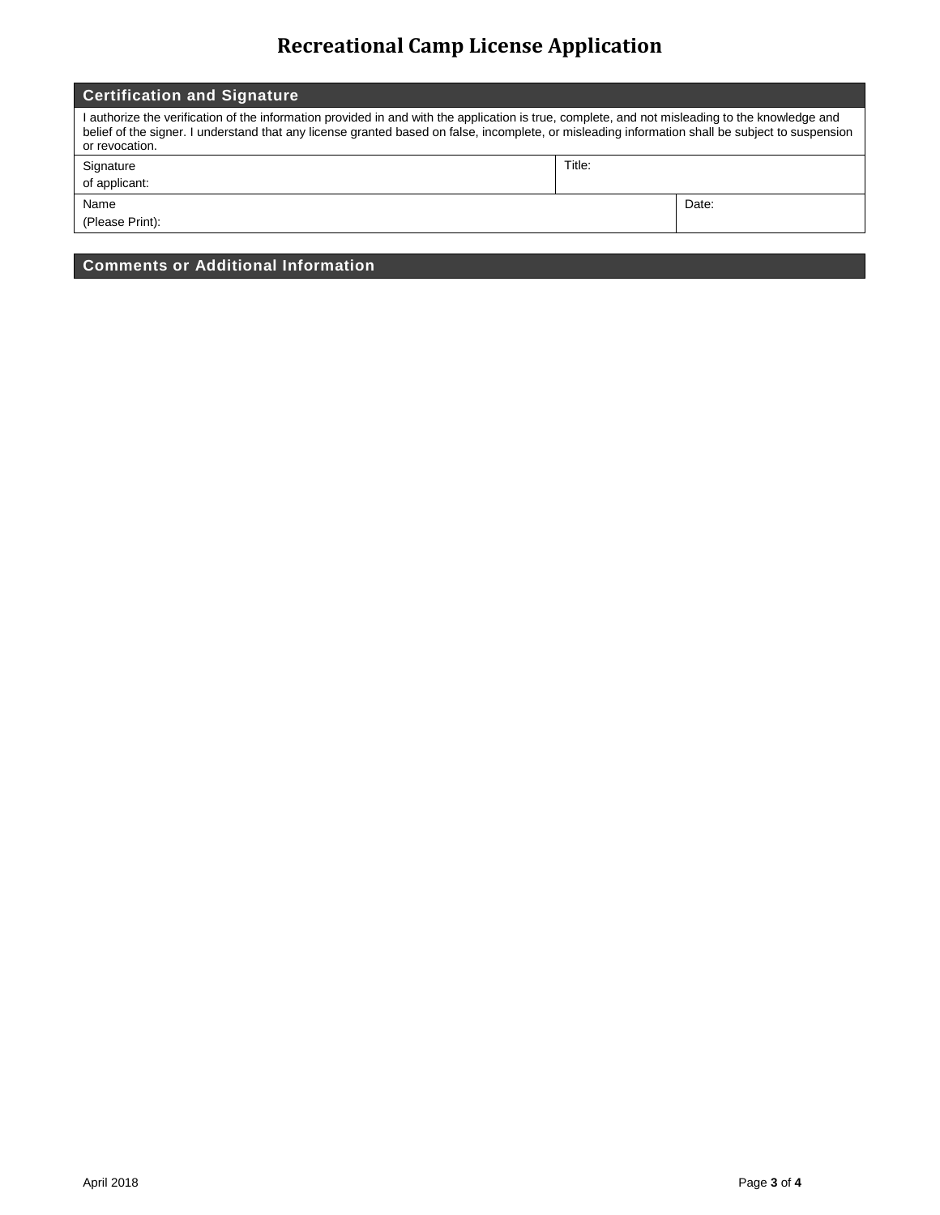# Recreational Camp License Application

## Certification and Signature

I authorize the verification of the information provided in and with the application is true, complete, and not misleading to the knowledge and belief of the signer. I understand that any license granted based on false, incomplete, or misleading information shall be subject to suspension or revocation.

| Signature of applicant: | Title: |
|---|---|
| **Name (Please Print):** | **Date:** |

## Comments or Additional Information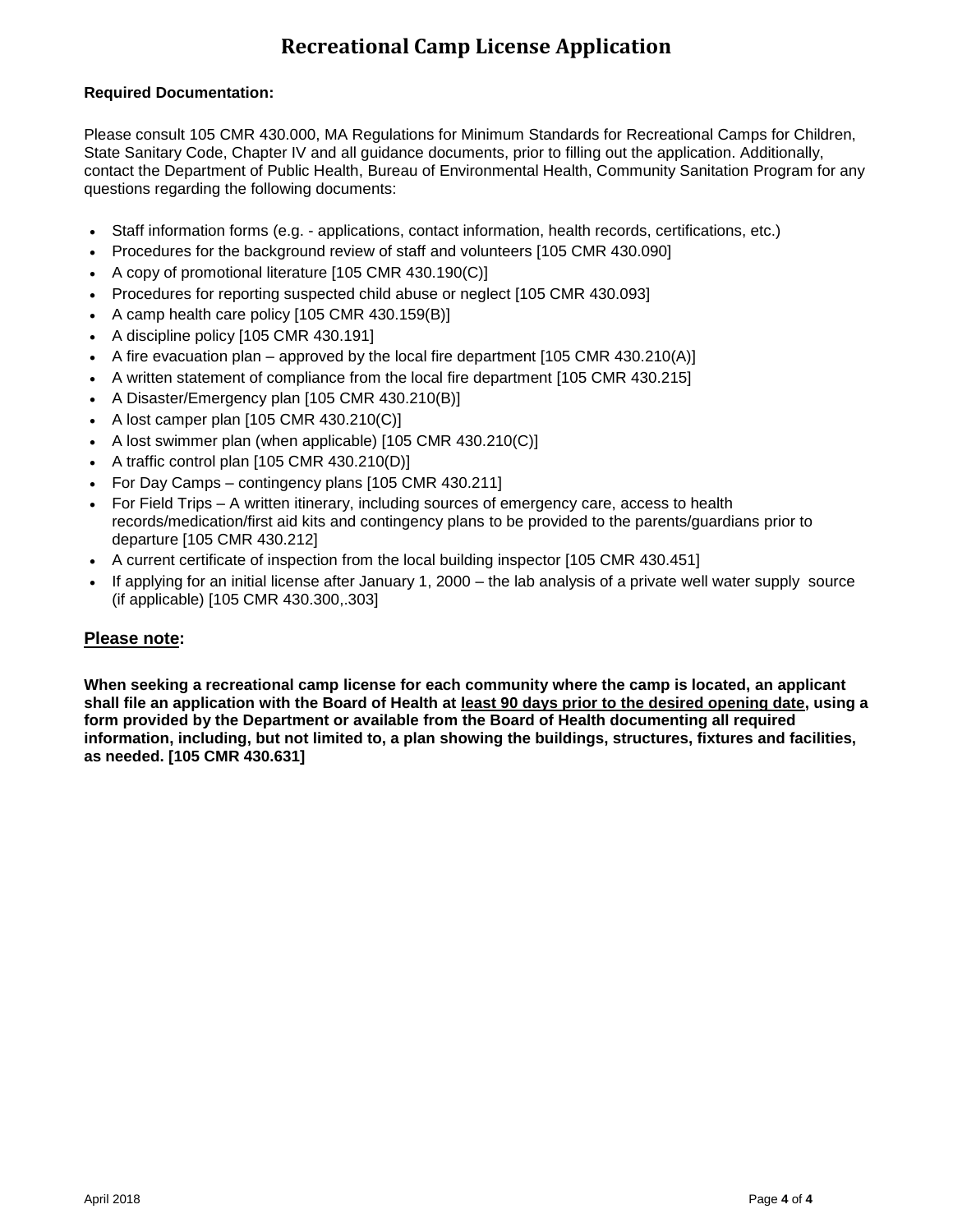# Recreational Camp License Application

**Required Documentation:**

Please consult 105 CMR 430.000, MA Regulations for Minimum Standards for Recreational Camps for Children, State Sanitary Code, Chapter IV and all guidance documents, prior to filling out the application. Additionally, contact the Department of Public Health, Bureau of Environmental Health, Community Sanitation Program for any questions regarding the following documents:

- Staff information forms (e.g. - applications, contact information, health records, certifications, etc.)
- Procedures for the background review of staff and volunteers [105 CMR 430.090]
- A copy of promotional literature [105 CMR 430.190(C)]
- Procedures for reporting suspected child abuse or neglect [105 CMR 430.093]
- A camp health care policy [105 CMR 430.159(B)]
- A discipline policy [105 CMR 430.191]
- A fire evacuation plan – approved by the local fire department [105 CMR 430.210(A)]
- A written statement of compliance from the local fire department [105 CMR 430.215]
- A Disaster/Emergency plan [105 CMR 430.210(B)]
- A lost camper plan [105 CMR 430.210(C)]
- A lost swimmer plan (when applicable) [105 CMR 430.210(C)]
- A traffic control plan [105 CMR 430.210(D)]
- For Day Camps – contingency plans [105 CMR 430.211]
- For Field Trips – A written itinerary, including sources of emergency care, access to health records/medication/first aid kits and contingency plans to be provided to the parents/guardians prior to departure [105 CMR 430.212]
- A current certificate of inspection from the local building inspector [105 CMR 430.451]
- If applying for an initial license after January 1, 2000 – the lab analysis of a private well water supply source (if applicable) [105 CMR 430.300,.303]

## Please note:

**When seeking a recreational camp license for each community where the camp is located, an applicant shall file an application with the Board of Health at least 90 days prior to the desired opening date, using a form provided by the Department or available from the Board of Health documenting all required information, including, but not limited to, a plan showing the buildings, structures, fixtures and facilities, as needed. [105 CMR 430.631]**

April 2018